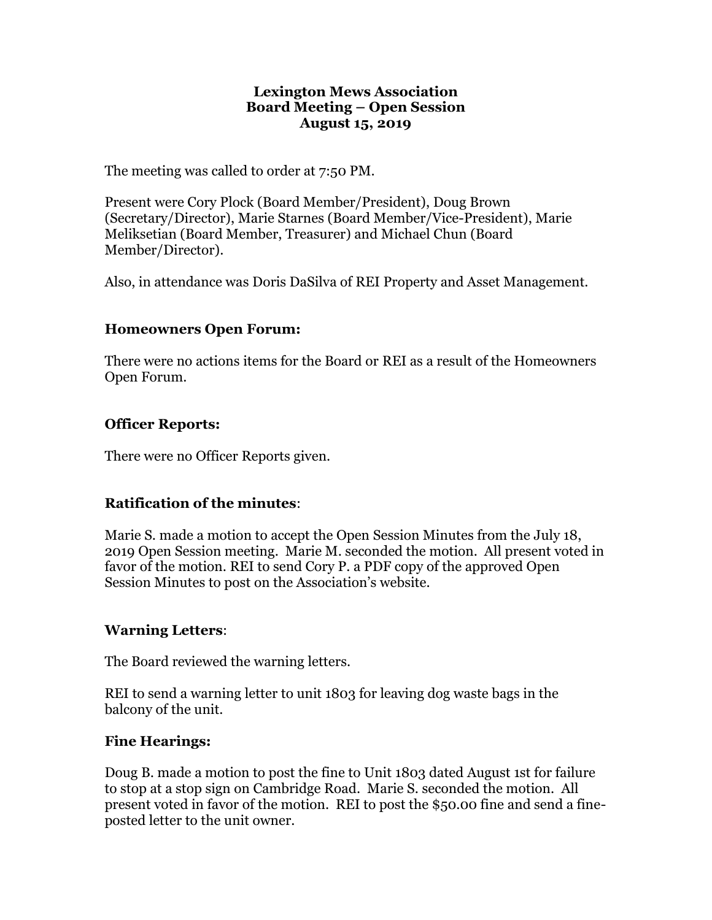**Lexington Mews Association**
**Board Meeting – Open Session**
**August 15, 2019**

The meeting was called to order at 7:50 PM.

Present were Cory Plock (Board Member/President), Doug Brown (Secretary/Director), Marie Starnes (Board Member/Vice-President), Marie Meliksetian (Board Member, Treasurer) and Michael Chun (Board Member/Director).

Also, in attendance was Doris DaSilva of REI Property and Asset Management.

## Homeowners Open Forum:

There were no actions items for the Board or REI as a result of the Homeowners Open Forum.

## Officer Reports:

There were no Officer Reports given.

## Ratification of the minutes:

Marie S. made a motion to accept the Open Session Minutes from the July 18, 2019 Open Session meeting. Marie M. seconded the motion. All present voted in favor of the motion. REI to send Cory P. a PDF copy of the approved Open Session Minutes to post on the Association's website.

## Warning Letters:

The Board reviewed the warning letters.

REI to send a warning letter to unit 1803 for leaving dog waste bags in the balcony of the unit.

## Fine Hearings:

Doug B. made a motion to post the fine to Unit 1803 dated August 1st for failure to stop at a stop sign on Cambridge Road. Marie S. seconded the motion. All present voted in favor of the motion. REI to post the $50.00 fine and send a fine-posted letter to the unit owner.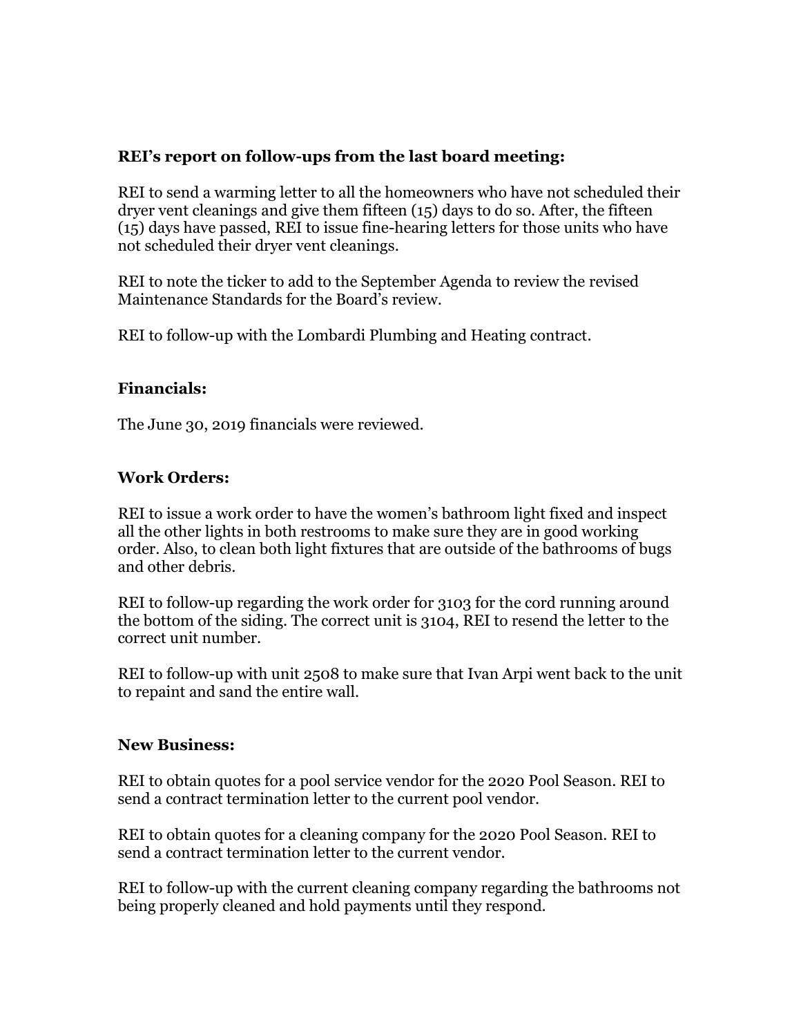**REI's report on follow-ups from the last board meeting:**

REI to send a warming letter to all the homeowners who have not scheduled their dryer vent cleanings and give them fifteen (15) days to do so. After, the fifteen (15) days have passed, REI to issue fine-hearing letters for those units who have not scheduled their dryer vent cleanings.

REI to note the ticker to add to the September Agenda to review the revised Maintenance Standards for the Board's review.

REI to follow-up with the Lombardi Plumbing and Heating contract.

**Financials:**

The June 30, 2019 financials were reviewed.

**Work Orders:**

REI to issue a work order to have the women's bathroom light fixed and inspect all the other lights in both restrooms to make sure they are in good working order. Also, to clean both light fixtures that are outside of the bathrooms of bugs and other debris.

REI to follow-up regarding the work order for 3103 for the cord running around the bottom of the siding. The correct unit is 3104, REI to resend the letter to the correct unit number.

REI to follow-up with unit 2508 to make sure that Ivan Arpi went back to the unit to repaint and sand the entire wall.

**New Business:**

REI to obtain quotes for a pool service vendor for the 2020 Pool Season. REI to send a contract termination letter to the current pool vendor.

REI to obtain quotes for a cleaning company for the 2020 Pool Season. REI to send a contract termination letter to the current vendor.

REI to follow-up with the current cleaning company regarding the bathrooms not being properly cleaned and hold payments until they respond.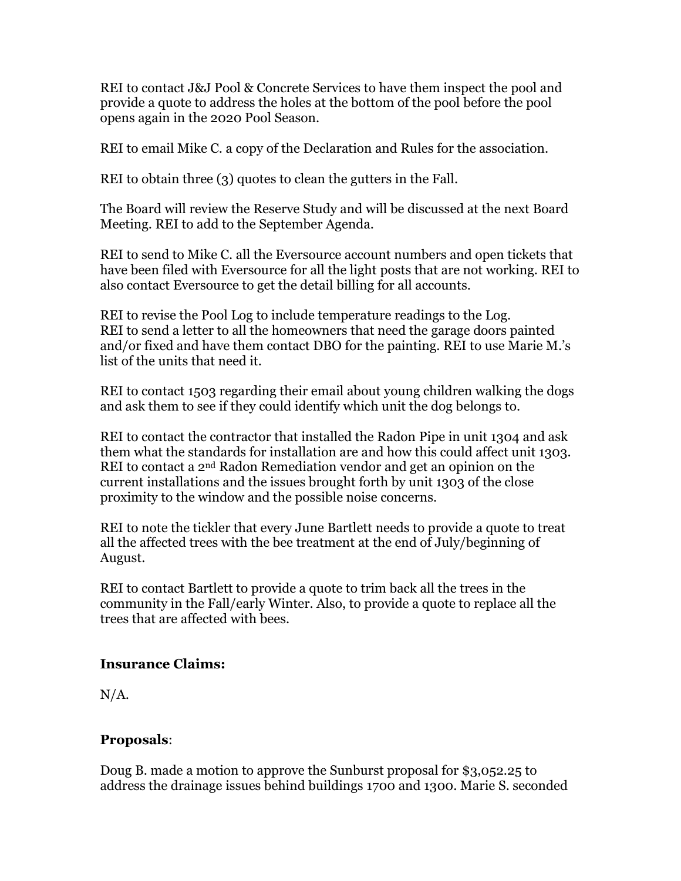REI to contact J&J Pool & Concrete Services to have them inspect the pool and provide a quote to address the holes at the bottom of the pool before the pool opens again in the 2020 Pool Season.

REI to email Mike C. a copy of the Declaration and Rules for the association.

REI to obtain three (3) quotes to clean the gutters in the Fall.

The Board will review the Reserve Study and will be discussed at the next Board Meeting. REI to add to the September Agenda.

REI to send to Mike C. all the Eversource account numbers and open tickets that have been filed with Eversource for all the light posts that are not working. REI to also contact Eversource to get the detail billing for all accounts.

REI to revise the Pool Log to include temperature readings to the Log.
REI to send a letter to all the homeowners that need the garage doors painted and/or fixed and have them contact DBO for the painting. REI to use Marie M.'s list of the units that need it.

REI to contact 1503 regarding their email about young children walking the dogs and ask them to see if they could identify which unit the dog belongs to.

REI to contact the contractor that installed the Radon Pipe in unit 1304 and ask them what the standards for installation are and how this could affect unit 1303. REI to contact a 2nd Radon Remediation vendor and get an opinion on the current installations and the issues brought forth by unit 1303 of the close proximity to the window and the possible noise concerns.

REI to note the tickler that every June Bartlett needs to provide a quote to treat all the affected trees with the bee treatment at the end of July/beginning of August.

REI to contact Bartlett to provide a quote to trim back all the trees in the community in the Fall/early Winter. Also, to provide a quote to replace all the trees that are affected with bees.

### Insurance Claims:

N/A.

### Proposals:

Doug B. made a motion to approve the Sunburst proposal for $3,052.25 to address the drainage issues behind buildings 1700 and 1300. Marie S. seconded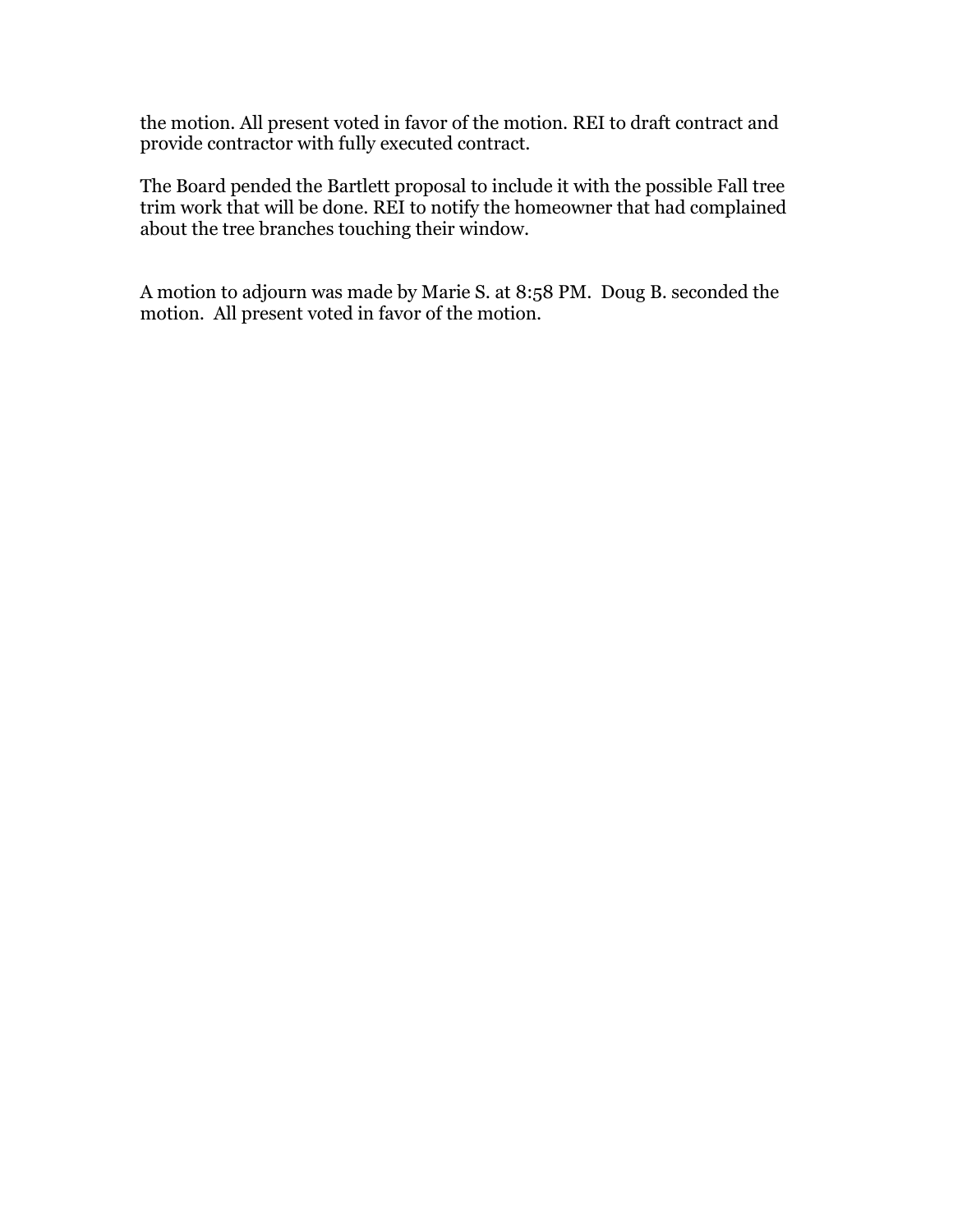the motion. All present voted in favor of the motion. REI to draft contract and provide contractor with fully executed contract.

The Board pended the Bartlett proposal to include it with the possible Fall tree trim work that will be done. REI to notify the homeowner that had complained about the tree branches touching their window.

A motion to adjourn was made by Marie S. at 8:58 PM. Doug B. seconded the motion. All present voted in favor of the motion.